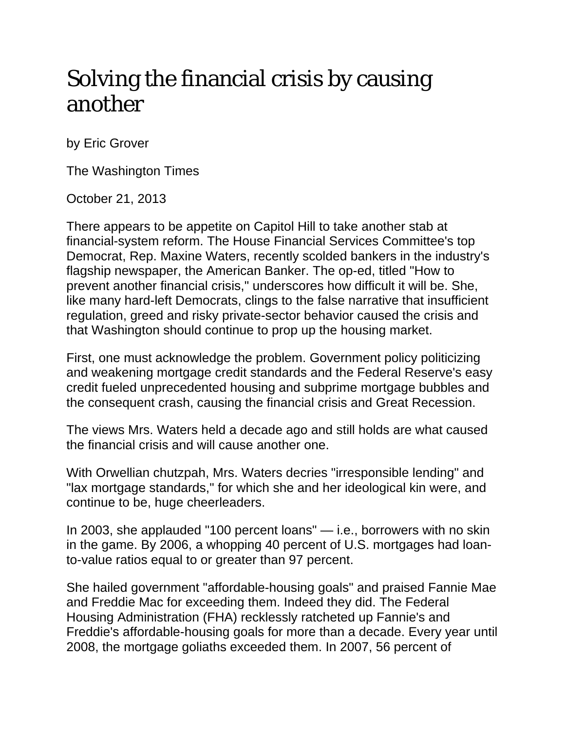# Solving the financial crisis by causing another

by Eric Grover

The Washington Times

October 21, 2013

There appears to be appetite on Capitol Hill to take another stab at financial-system reform. The House Financial Services Committee's top Democrat, Rep. Maxine Waters, recently scolded bankers in the industry's flagship newspaper, the American Banker. The op-ed, titled "How to prevent another financial crisis," underscores how difficult it will be. She, like many hard-left Democrats, clings to the false narrative that insufficient regulation, greed and risky private-sector behavior caused the crisis and that Washington should continue to prop up the housing market.

First, one must acknowledge the problem. Government policy politicizing and weakening mortgage credit standards and the Federal Reserve's easy credit fueled unprecedented housing and subprime mortgage bubbles and the consequent crash, causing the financial crisis and Great Recession.

The views Mrs. Waters held a decade ago and still holds are what caused the financial crisis and will cause another one.

With Orwellian chutzpah, Mrs. Waters decries "irresponsible lending" and "lax mortgage standards," for which she and her ideological kin were, and continue to be, huge cheerleaders.

In 2003, she applauded "100 percent loans" — i.e., borrowers with no skin in the game. By 2006, a whopping 40 percent of U.S. mortgages had loan-to-value ratios equal to or greater than 97 percent.

She hailed government "affordable-housing goals" and praised Fannie Mae and Freddie Mac for exceeding them. Indeed they did. The Federal Housing Administration (FHA) recklessly ratcheted up Fannie's and Freddie's affordable-housing goals for more than a decade. Every year until 2008, the mortgage goliaths exceeded them. In 2007, 56 percent of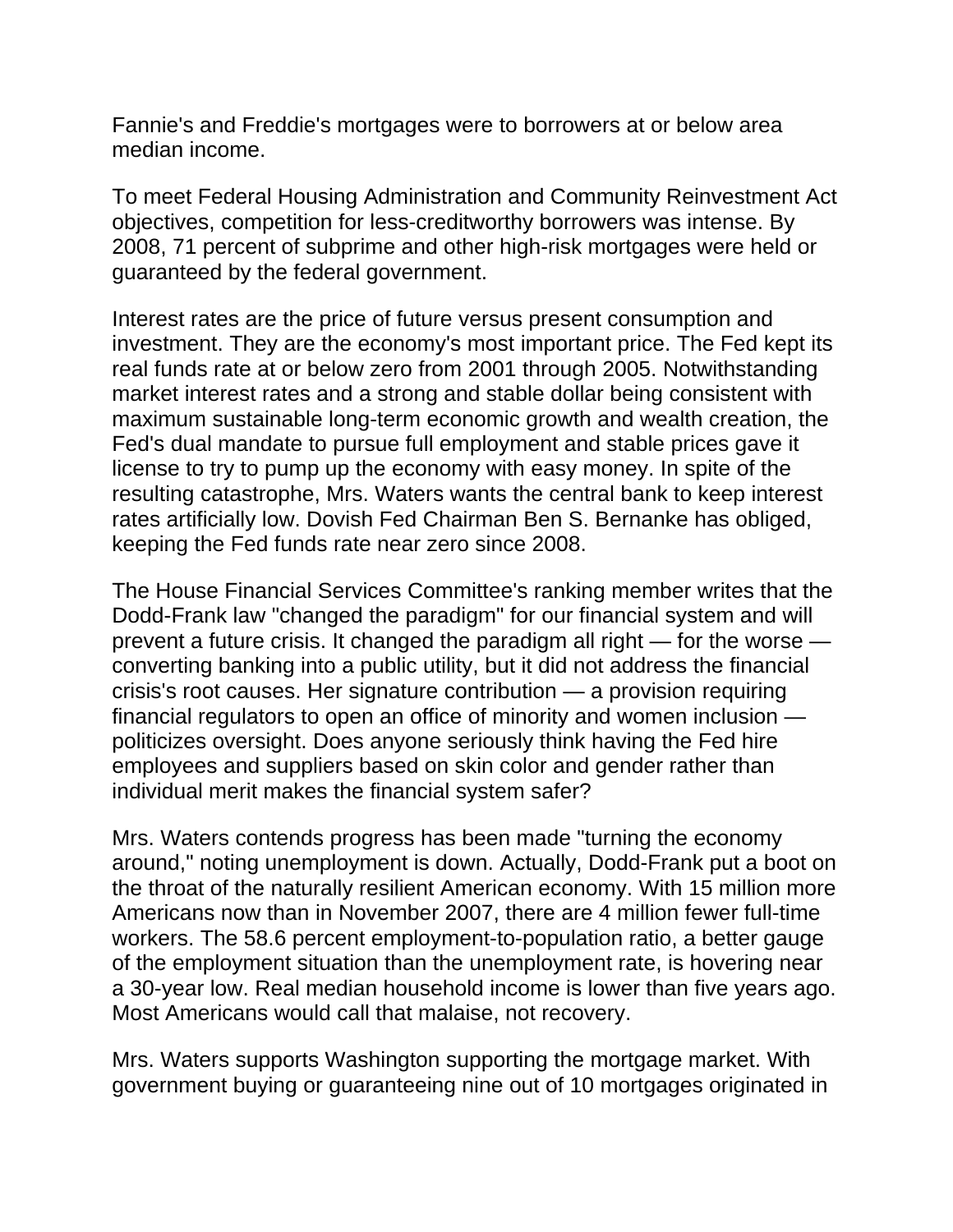Fannie's and Freddie's mortgages were to borrowers at or below area median income.

To meet Federal Housing Administration and Community Reinvestment Act objectives, competition for less-creditworthy borrowers was intense. By 2008, 71 percent of subprime and other high-risk mortgages were held or guaranteed by the federal government.

Interest rates are the price of future versus present consumption and investment. They are the economy's most important price. The Fed kept its real funds rate at or below zero from 2001 through 2005. Notwithstanding market interest rates and a strong and stable dollar being consistent with maximum sustainable long-term economic growth and wealth creation, the Fed's dual mandate to pursue full employment and stable prices gave it license to try to pump up the economy with easy money. In spite of the resulting catastrophe, Mrs. Waters wants the central bank to keep interest rates artificially low. Dovish Fed Chairman Ben S. Bernanke has obliged, keeping the Fed funds rate near zero since 2008.

The House Financial Services Committee's ranking member writes that the Dodd-Frank law "changed the paradigm" for our financial system and will prevent a future crisis. It changed the paradigm all right — for the worse — converting banking into a public utility, but it did not address the financial crisis's root causes. Her signature contribution — a provision requiring financial regulators to open an office of minority and women inclusion — politicizes oversight. Does anyone seriously think having the Fed hire employees and suppliers based on skin color and gender rather than individual merit makes the financial system safer?

Mrs. Waters contends progress has been made "turning the economy around," noting unemployment is down. Actually, Dodd-Frank put a boot on the throat of the naturally resilient American economy. With 15 million more Americans now than in November 2007, there are 4 million fewer full-time workers. The 58.6 percent employment-to-population ratio, a better gauge of the employment situation than the unemployment rate, is hovering near a 30-year low. Real median household income is lower than five years ago. Most Americans would call that malaise, not recovery.

Mrs. Waters supports Washington supporting the mortgage market. With government buying or guaranteeing nine out of 10 mortgages originated in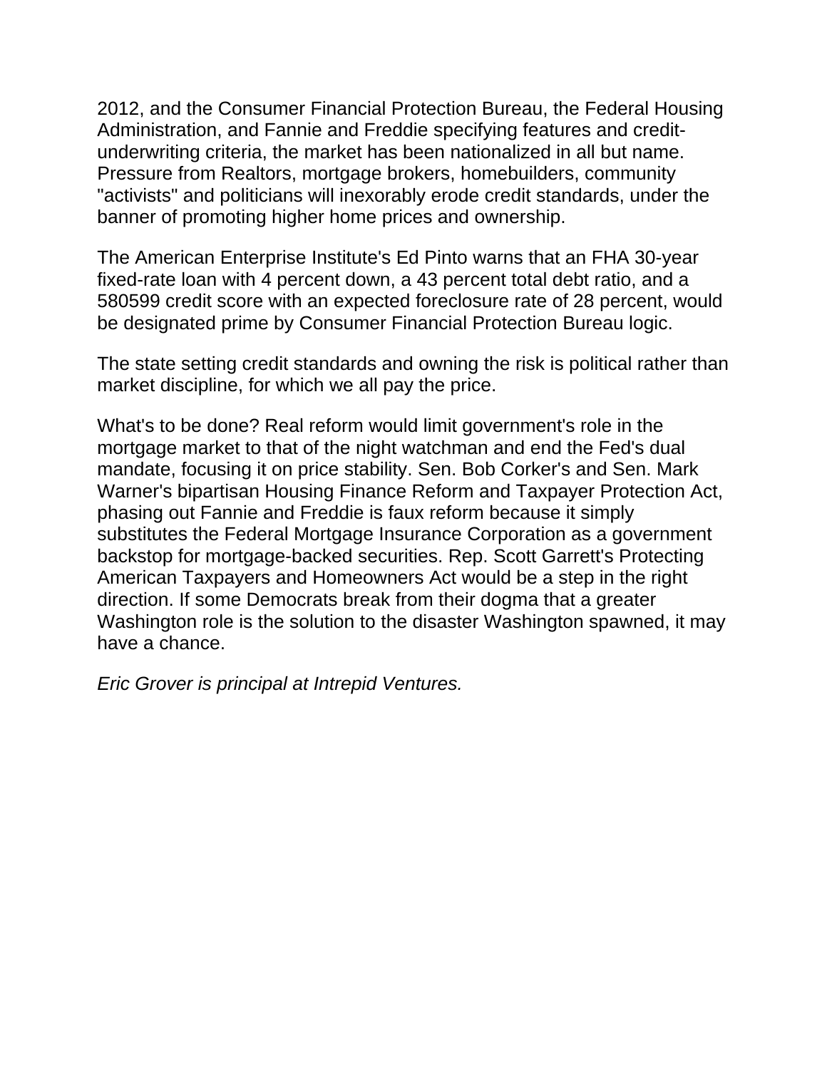2012, and the Consumer Financial Protection Bureau, the Federal Housing Administration, and Fannie and Freddie specifying features and credit-underwriting criteria, the market has been nationalized in all but name. Pressure from Realtors, mortgage brokers, homebuilders, community "activists" and politicians will inexorably erode credit standards, under the banner of promoting higher home prices and ownership.

The American Enterprise Institute's Ed Pinto warns that an FHA 30-year fixed-rate loan with 4 percent down, a 43 percent total debt ratio, and a 580599 credit score with an expected foreclosure rate of 28 percent, would be designated prime by Consumer Financial Protection Bureau logic.

The state setting credit standards and owning the risk is political rather than market discipline, for which we all pay the price.

What's to be done? Real reform would limit government's role in the mortgage market to that of the night watchman and end the Fed's dual mandate, focusing it on price stability. Sen. Bob Corker's and Sen. Mark Warner's bipartisan Housing Finance Reform and Taxpayer Protection Act, phasing out Fannie and Freddie is faux reform because it simply substitutes the Federal Mortgage Insurance Corporation as a government backstop for mortgage-backed securities. Rep. Scott Garrett's Protecting American Taxpayers and Homeowners Act would be a step in the right direction. If some Democrats break from their dogma that a greater Washington role is the solution to the disaster Washington spawned, it may have a chance.

*Eric Grover is principal at Intrepid Ventures.*